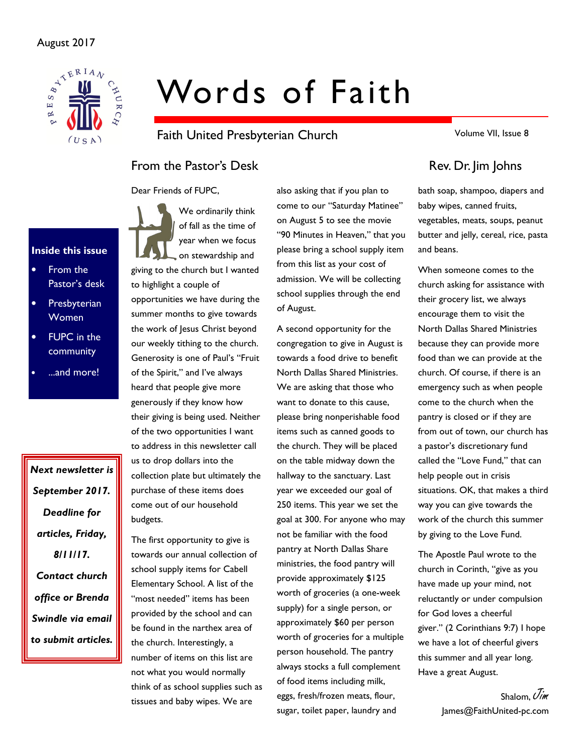August 2017

# Words of Faith

Faith United Presbyterian Church

Volume VII, Issue 8

**Inside this issue**

- From the Pastor's desk
- Presbyterian Women
- FUPC in the community
- ...and more!

***Next newsletter is September 2017. Deadline for articles, Friday, 8/11/17. Contact church office or Brenda Swindle via email to submit articles.***

## From the Pastor's Desk

## Rev. Dr. Jim Johns

Dear Friends of FUPC,

We ordinarily think of fall as the time of year when we focus on stewardship and giving to the church but I wanted to highlight a couple of opportunities we have during the summer months to give towards the work of Jesus Christ beyond our weekly tithing to the church. Generosity is one of Paul's "Fruit of the Spirit," and I've always heard that people give more generously if they know how their giving is being used. Neither of the two opportunities I want to address in this newsletter call us to drop dollars into the collection plate but ultimately the purchase of these items does come out of our household budgets.

The first opportunity to give is towards our annual collection of school supply items for Cabell Elementary School. A list of the "most needed" items has been provided by the school and can be found in the narthex area of the church. Interestingly, a number of items on this list are not what you would normally think of as school supplies such as tissues and baby wipes. We are also asking that if you plan to come to our "Saturday Matinee" on August 5 to see the movie "90 Minutes in Heaven," that you please bring a school supply item from this list as your cost of admission. We will be collecting school supplies through the end of August.

A second opportunity for the congregation to give in August is towards a food drive to benefit North Dallas Shared Ministries. We are asking that those who want to donate to this cause, please bring nonperishable food items such as canned goods to the church. They will be placed on the table midway down the hallway to the sanctuary. Last year we exceeded our goal of 250 items. This year we set the goal at 300. For anyone who may not be familiar with the food pantry at North Dallas Share ministries, the food pantry will provide approximately $125 worth of groceries (a one-week supply) for a single person, or approximately $60 per person worth of groceries for a multiple person household. The pantry always stocks a full complement of food items including milk, eggs, fresh/frozen meats, flour, sugar, toilet paper, laundry and bath soap, shampoo, diapers and baby wipes, canned fruits, vegetables, meats, soups, peanut butter and jelly, cereal, rice, pasta and beans.

When someone comes to the church asking for assistance with their grocery list, we always encourage them to visit the North Dallas Shared Ministries because they can provide more food than we can provide at the church. Of course, if there is an emergency such as when people come to the church when the pantry is closed or if they are from out of town, our church has a pastor's discretionary fund called the "Love Fund," that can help people out in crisis situations. OK, that makes a third way you can give towards the work of the church this summer by giving to the Love Fund.

The Apostle Paul wrote to the church in Corinth, "give as you have made up your mind, not reluctantly or under compulsion for God loves a cheerful giver." (2 Corinthians 9:7) I hope we have a lot of cheerful givers this summer and all year long. Have a great August.

Shalom, *Jim*

James@FaithUnited-pc.com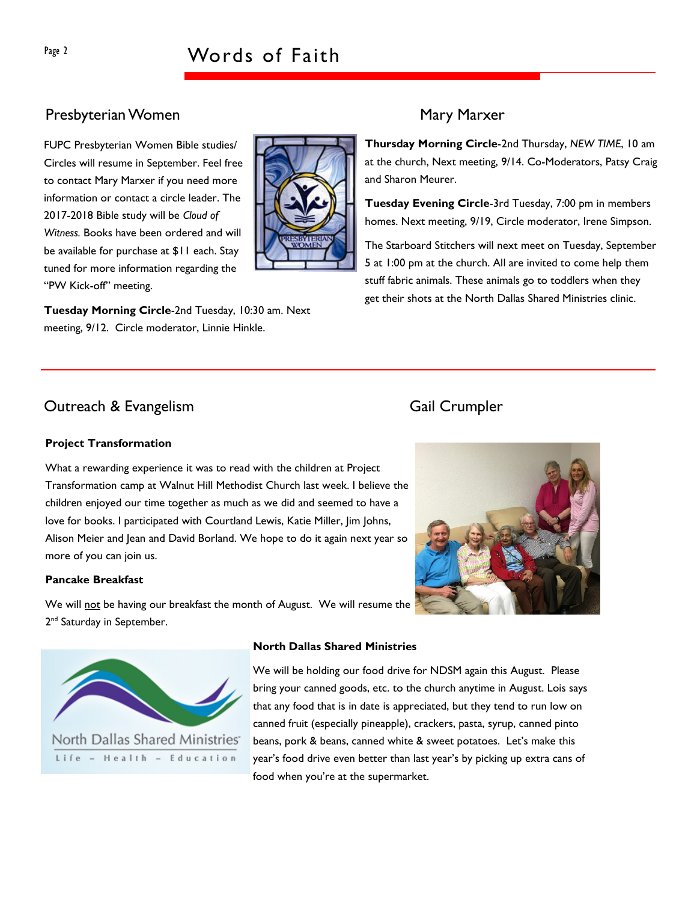## Presbyterian Women

Mary Marxer

FUPC Presbyterian Women Bible studies/ Circles will resume in September. Feel free to contact Mary Marxer if you need more information or contact a circle leader. The 2017-2018 Bible study will be *Cloud of Witness.* Books have been ordered and will be available for purchase at $11 each. Stay tuned for more information regarding the "PW Kick-off" meeting.

**Tuesday Morning Circle**-2nd Tuesday, 10:30 am. Next meeting, 9/12. Circle moderator, Linnie Hinkle.

**Thursday Morning Circle**-2nd Thursday, *NEW TIME,* 10 am at the church, Next meeting, 9/14. Co-Moderators, Patsy Craig and Sharon Meurer.

**Tuesday Evening Circle**-3rd Tuesday, 7:00 pm in members homes. Next meeting, 9/19, Circle moderator, Irene Simpson.

The Starboard Stitchers will next meet on Tuesday, September 5 at 1:00 pm at the church. All are invited to come help them stuff fabric animals. These animals go to toddlers when they get their shots at the North Dallas Shared Ministries clinic.

## Outreach & Evangelism

Gail Crumpler

### Project Transformation

What a rewarding experience it was to read with the children at Project Transformation camp at Walnut Hill Methodist Church last week. I believe the children enjoyed our time together as much as we did and seemed to have a love for books. I participated with Courtland Lewis, Katie Miller, Jim Johns, Alison Meier and Jean and David Borland. We hope to do it again next year so more of you can join us.

### Pancake Breakfast

We will not be having our breakfast the month of August. We will resume the 2nd Saturday in September.

### North Dallas Shared Ministries

We will be holding our food drive for NDSM again this August. Please bring your canned goods, etc. to the church anytime in August. Lois says that any food that is in date is appreciated, but they tend to run low on canned fruit (especially pineapple), crackers, pasta, syrup, canned pinto beans, pork & beans, canned white & sweet potatoes. Let's make this year's food drive even better than last year's by picking up extra cans of food when you're at the supermarket.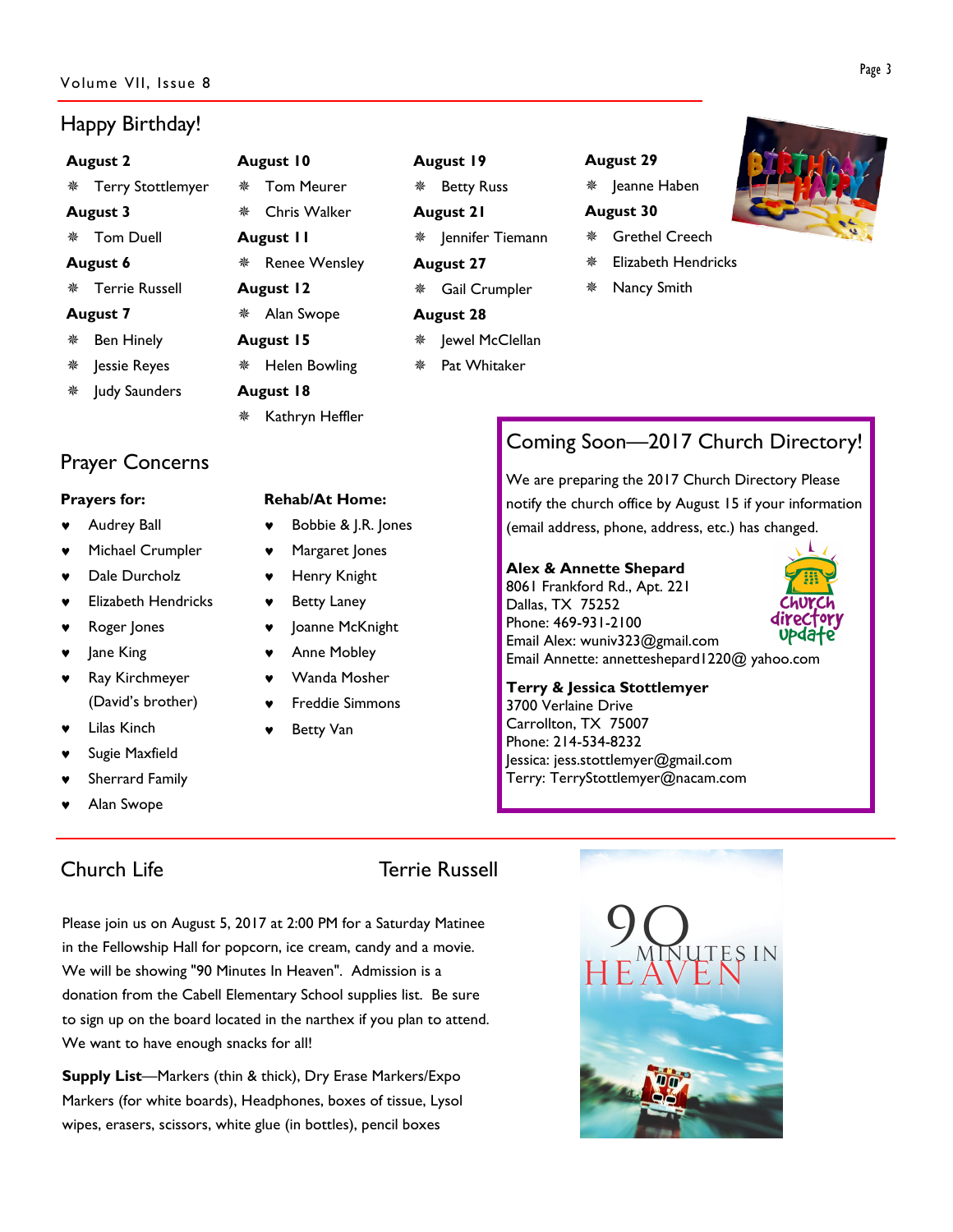## Happy Birthday!

**August 2**
- Terry Stottlemyer

**August 3**
- Tom Duell

**August 6**
- Terrie Russell

**August 7**
- Ben Hinely
- Jessie Reyes
- Judy Saunders

**August 10**
- Tom Meurer
- Chris Walker

**August 11**
- Renee Wensley

**August 12**
- Alan Swope

**August 15**
- Helen Bowling

**August 18**
- Kathryn Heffler

**August 19**
- Betty Russ

**August 21**
- Jennifer Tiemann

**August 27**
- Gail Crumpler

**August 28**
- Jewel McClellan
- Pat Whitaker

**August 29**
- Jeanne Haben

**August 30**
- Grethel Creech
- Elizabeth Hendricks
- Nancy Smith

## Prayer Concerns

**Prayers for:**
- Audrey Ball
- Michael Crumpler
- Dale Durcholz
- Elizabeth Hendricks
- Roger Jones
- Jane King
- Ray Kirchmeyer (David's brother)
- Lilas Kinch
- Sugie Maxfield
- Sherrard Family
- Alan Swope

**Rehab/At Home:**
- Bobbie & J.R. Jones
- Margaret Jones
- Henry Knight
- Betty Laney
- Joanne McKnight
- Anne Mobley
- Wanda Mosher
- Freddie Simmons
- Betty Van

## Coming Soon—2017 Church Directory!

We are preparing the 2017 Church Directory Please notify the church office by August 15 if your information (email address, phone, address, etc.) has changed.

Church directory Update

**Alex & Annette Shepard**
8061 Frankford Rd., Apt. 221
Dallas, TX 75252
Phone: 469-931-2100
Email Alex: wuniv323@gmail.com
Email Annette: annetteshepard1220@ yahoo.com

**Terry & Jessica Stottlemyer**
3700 Verlaine Drive
Carrollton, TX 75007
Phone: 214-534-8232
Jessica: jess.stottlemyer@gmail.com
Terry: TerryStottlemyer@nacam.com

## Church Life

### Terrie Russell

Please join us on August 5, 2017 at 2:00 PM for a Saturday Matinee in the Fellowship Hall for popcorn, ice cream, candy and a movie. We will be showing "90 Minutes In Heaven". Admission is a donation from the Cabell Elementary School supplies list. Be sure to sign up on the board located in the narthex if you plan to attend. We want to have enough snacks for all!

**Supply List**—Markers (thin & thick), Dry Erase Markers/Expo Markers (for white boards), Headphones, boxes of tissue, Lysol wipes, erasers, scissors, white glue (in bottles), pencil boxes

90 MINUTES IN HEAVEN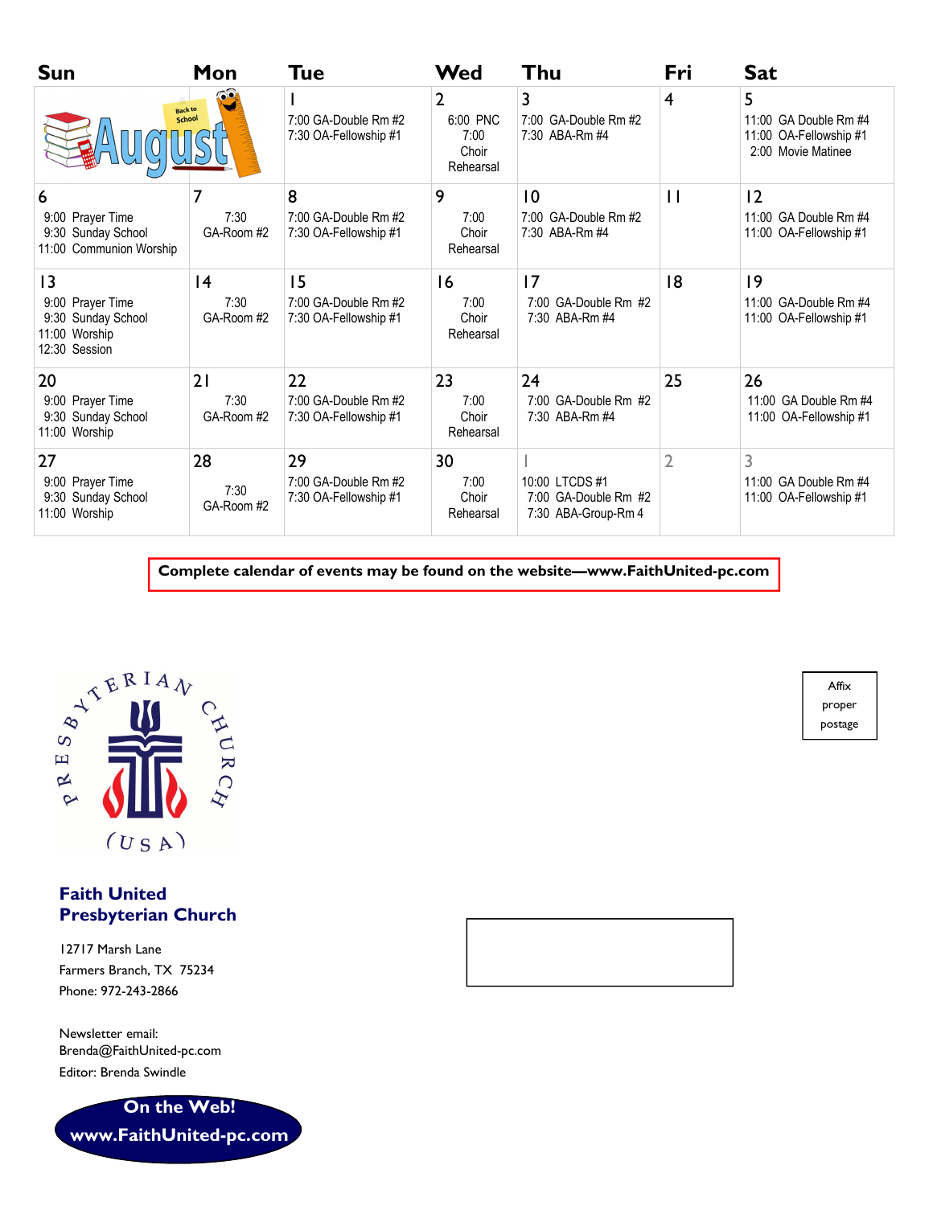| Sun | Mon | Tue | Wed | Thu | Fri | Sat |
|---|---|---|---|---|---|---|
| Back to School August | | 1<br>7:00 GA-Double Rm #2<br>7:30 OA-Fellowship #1 | 2<br>6:00 PNC<br>7:00 Choir Rehearsal | 3<br>7:00 GA-Double Rm #2<br>7:30 ABA-Rm #4 | 4 | 5<br>11:00 GA Double Rm #4<br>11:00 OA-Fellowship #1<br>2:00 Movie Matinee |
| 6<br>9:00 Prayer Time<br>9:30 Sunday School<br>11:00 Communion Worship | 7<br>7:30 GA-Room #2 | 8<br>7:00 GA-Double Rm #2<br>7:30 OA-Fellowship #1 | 9<br>7:00 Choir Rehearsal | 10<br>7:00 GA-Double Rm #2<br>7:30 ABA-Rm #4 | 11 | 12<br>11:00 GA Double Rm #4<br>11:00 OA-Fellowship #1 |
| 13<br>9:00 Prayer Time<br>9:30 Sunday School<br>11:00 Worship<br>12:30 Session | 14<br>7:30 GA-Room #2 | 15<br>7:00 GA-Double Rm #2<br>7:30 OA-Fellowship #1 | 16<br>7:00 Choir Rehearsal | 17<br>7:00 GA-Double Rm #2<br>7:30 ABA-Rm #4 | 18 | 19<br>11:00 GA-Double Rm #4<br>11:00 OA-Fellowship #1 |
| 20<br>9:00 Prayer Time<br>9:30 Sunday School<br>11:00 Worship | 21<br>7:30 GA-Room #2 | 22<br>7:00 GA-Double Rm #2<br>7:30 OA-Fellowship #1 | 23<br>7:00 Choir Rehearsal | 24<br>7:00 GA-Double Rm #2<br>7:30 ABA-Rm #4 | 25 | 26<br>11:00 GA Double Rm #4<br>11:00 OA-Fellowship #1 |
| 27<br>9:00 Prayer Time<br>9:30 Sunday School<br>11:00 Worship | 28<br>7:30 GA-Room #2 | 29<br>7:00 GA-Double Rm #2<br>7:30 OA-Fellowship #1 | 30<br>7:00 Choir Rehearsal | 1<br>10:00 LTCDS #1<br>7:00 GA-Double Rm #2<br>7:30 ABA-Group-Rm 4 | 2 | 3<br>11:00 GA Double Rm #4<br>11:00 OA-Fellowship #1 |

**Complete calendar of events may be found on the website—www.FaithUnited-pc.com**

PRESBYTERIAN CHURCH (USA)

Affix proper postage

**Faith United Presbyterian Church**

12717 Marsh Lane
Farmers Branch, TX 75234
Phone: 972-243-2866

Newsletter email:
Brenda@FaithUnited-pc.com
Editor: Brenda Swindle

**On the Web!**
**www.FaithUnited-pc.com**